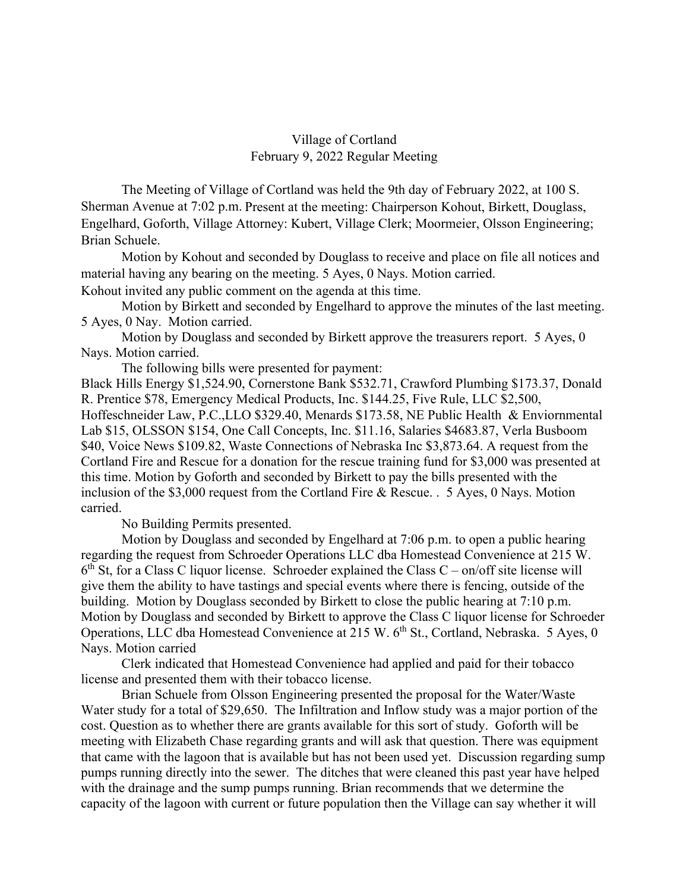Village of Cortland
February 9, 2022 Regular Meeting

The Meeting of Village of Cortland was held the 9th day of February 2022, at 100 S. Sherman Avenue at 7:02 p.m. Present at the meeting: Chairperson Kohout, Birkett, Douglass, Engelhard, Goforth, Village Attorney: Kubert, Village Clerk; Moormeier, Olsson Engineering; Brian Schuele.

Motion by Kohout and seconded by Douglass to receive and place on file all notices and material having any bearing on the meeting. 5 Ayes, 0 Nays. Motion carried.
Kohout invited any public comment on the agenda at this time.

Motion by Birkett and seconded by Engelhard to approve the minutes of the last meeting. 5 Ayes, 0 Nay. Motion carried.

Motion by Douglass and seconded by Birkett approve the treasurers report. 5 Ayes, 0 Nays. Motion carried.

The following bills were presented for payment:
Black Hills Energy $1,524.90, Cornerstone Bank $532.71, Crawford Plumbing $173.37, Donald R. Prentice $78, Emergency Medical Products, Inc. $144.25, Five Rule, LLC $2,500, Hoffeschneider Law, P.C.,LLO $329.40, Menards $173.58, NE Public Health & Enviornmental Lab $15, OLSSON $154, One Call Concepts, Inc. $11.16, Salaries $4683.87, Verla Busboom $40, Voice News $109.82, Waste Connections of Nebraska Inc $3,873.64. A request from the Cortland Fire and Rescue for a donation for the rescue training fund for $3,000 was presented at this time. Motion by Goforth and seconded by Birkett to pay the bills presented with the inclusion of the $3,000 request from the Cortland Fire & Rescue. . 5 Ayes, 0 Nays. Motion carried.

No Building Permits presented.

Motion by Douglass and seconded by Engelhard at 7:06 p.m. to open a public hearing regarding the request from Schroeder Operations LLC dba Homestead Convenience at 215 W. 6th St, for a Class C liquor license. Schroeder explained the Class C – on/off site license will give them the ability to have tastings and special events where there is fencing, outside of the building. Motion by Douglass seconded by Birkett to close the public hearing at 7:10 p.m. Motion by Douglass and seconded by Birkett to approve the Class C liquor license for Schroeder Operations, LLC dba Homestead Convenience at 215 W. 6th St., Cortland, Nebraska. 5 Ayes, 0 Nays. Motion carried

Clerk indicated that Homestead Convenience had applied and paid for their tobacco license and presented them with their tobacco license.

Brian Schuele from Olsson Engineering presented the proposal for the Water/Waste Water study for a total of $29,650. The Infiltration and Inflow study was a major portion of the cost. Question as to whether there are grants available for this sort of study. Goforth will be meeting with Elizabeth Chase regarding grants and will ask that question. There was equipment that came with the lagoon that is available but has not been used yet. Discussion regarding sump pumps running directly into the sewer. The ditches that were cleaned this past year have helped with the drainage and the sump pumps running. Brian recommends that we determine the capacity of the lagoon with current or future population then the Village can say whether it will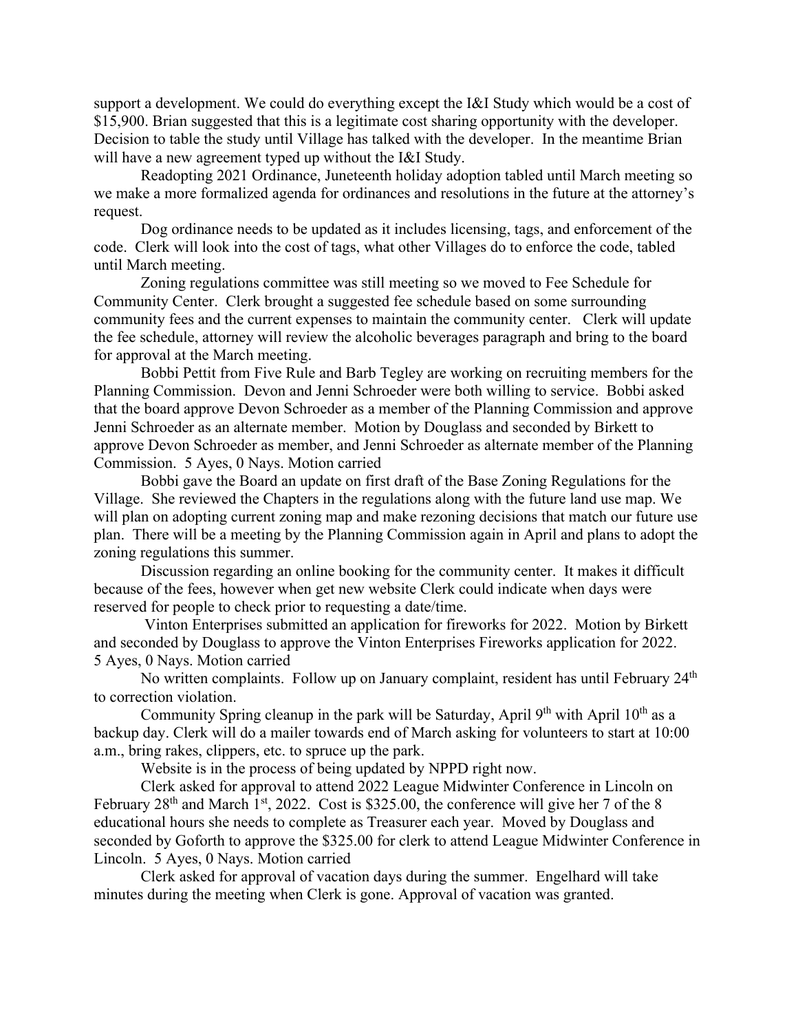support a development. We could do everything except the I&I Study which would be a cost of $15,900. Brian suggested that this is a legitimate cost sharing opportunity with the developer. Decision to table the study until Village has talked with the developer. In the meantime Brian will have a new agreement typed up without the I&I Study.

Readopting 2021 Ordinance, Juneteenth holiday adoption tabled until March meeting so we make a more formalized agenda for ordinances and resolutions in the future at the attorney's request.

Dog ordinance needs to be updated as it includes licensing, tags, and enforcement of the code. Clerk will look into the cost of tags, what other Villages do to enforce the code, tabled until March meeting.

Zoning regulations committee was still meeting so we moved to Fee Schedule for Community Center. Clerk brought a suggested fee schedule based on some surrounding community fees and the current expenses to maintain the community center. Clerk will update the fee schedule, attorney will review the alcoholic beverages paragraph and bring to the board for approval at the March meeting.

Bobbi Pettit from Five Rule and Barb Tegley are working on recruiting members for the Planning Commission. Devon and Jenni Schroeder were both willing to service. Bobbi asked that the board approve Devon Schroeder as a member of the Planning Commission and approve Jenni Schroeder as an alternate member. Motion by Douglass and seconded by Birkett to approve Devon Schroeder as member, and Jenni Schroeder as alternate member of the Planning Commission. 5 Ayes, 0 Nays. Motion carried

Bobbi gave the Board an update on first draft of the Base Zoning Regulations for the Village. She reviewed the Chapters in the regulations along with the future land use map. We will plan on adopting current zoning map and make rezoning decisions that match our future use plan. There will be a meeting by the Planning Commission again in April and plans to adopt the zoning regulations this summer.

Discussion regarding an online booking for the community center. It makes it difficult because of the fees, however when get new website Clerk could indicate when days were reserved for people to check prior to requesting a date/time.

Vinton Enterprises submitted an application for fireworks for 2022. Motion by Birkett and seconded by Douglass to approve the Vinton Enterprises Fireworks application for 2022. 5 Ayes, 0 Nays. Motion carried

No written complaints. Follow up on January complaint, resident has until February 24th to correction violation.

Community Spring cleanup in the park will be Saturday, April 9th with April 10th as a backup day. Clerk will do a mailer towards end of March asking for volunteers to start at 10:00 a.m., bring rakes, clippers, etc. to spruce up the park.

Website is in the process of being updated by NPPD right now.

Clerk asked for approval to attend 2022 League Midwinter Conference in Lincoln on February 28th and March 1st, 2022. Cost is $325.00, the conference will give her 7 of the 8 educational hours she needs to complete as Treasurer each year. Moved by Douglass and seconded by Goforth to approve the $325.00 for clerk to attend League Midwinter Conference in Lincoln. 5 Ayes, 0 Nays. Motion carried

Clerk asked for approval of vacation days during the summer. Engelhard will take minutes during the meeting when Clerk is gone. Approval of vacation was granted.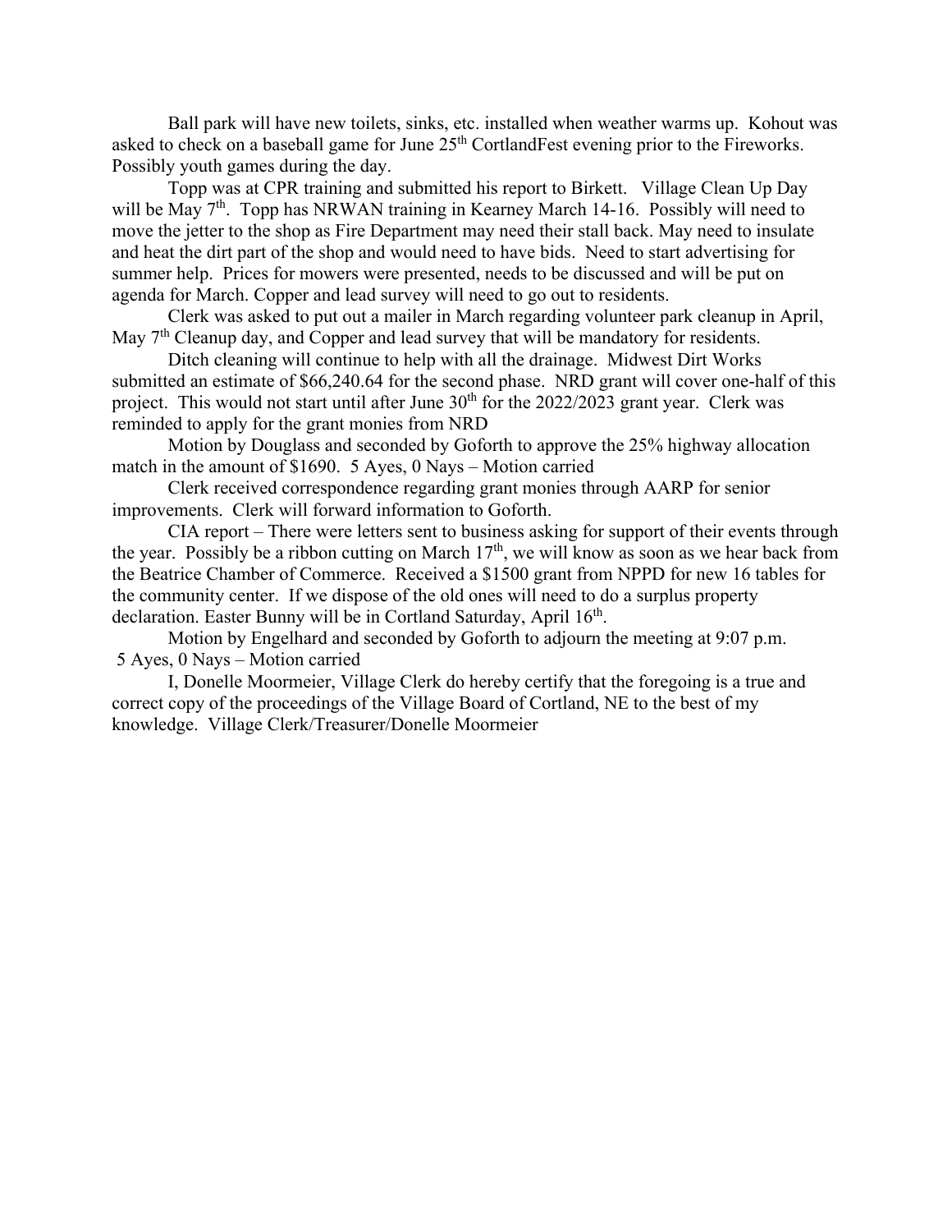Ball park will have new toilets, sinks, etc. installed when weather warms up. Kohout was asked to check on a baseball game for June 25th CortlandFest evening prior to the Fireworks. Possibly youth games during the day.

Topp was at CPR training and submitted his report to Birkett. Village Clean Up Day will be May 7th. Topp has NRWAN training in Kearney March 14-16. Possibly will need to move the jetter to the shop as Fire Department may need their stall back. May need to insulate and heat the dirt part of the shop and would need to have bids. Need to start advertising for summer help. Prices for mowers were presented, needs to be discussed and will be put on agenda for March. Copper and lead survey will need to go out to residents.

Clerk was asked to put out a mailer in March regarding volunteer park cleanup in April, May 7th Cleanup day, and Copper and lead survey that will be mandatory for residents.

Ditch cleaning will continue to help with all the drainage. Midwest Dirt Works submitted an estimate of $66,240.64 for the second phase. NRD grant will cover one-half of this project. This would not start until after June 30th for the 2022/2023 grant year. Clerk was reminded to apply for the grant monies from NRD

Motion by Douglass and seconded by Goforth to approve the 25% highway allocation match in the amount of $1690. 5 Ayes, 0 Nays – Motion carried

Clerk received correspondence regarding grant monies through AARP for senior improvements. Clerk will forward information to Goforth.

CIA report – There were letters sent to business asking for support of their events through the year. Possibly be a ribbon cutting on March 17th, we will know as soon as we hear back from the Beatrice Chamber of Commerce. Received a $1500 grant from NPPD for new 16 tables for the community center. If we dispose of the old ones will need to do a surplus property declaration. Easter Bunny will be in Cortland Saturday, April 16th.

Motion by Engelhard and seconded by Goforth to adjourn the meeting at 9:07 p.m. 5 Ayes, 0 Nays – Motion carried

I, Donelle Moormeier, Village Clerk do hereby certify that the foregoing is a true and correct copy of the proceedings of the Village Board of Cortland, NE to the best of my knowledge. Village Clerk/Treasurer/Donelle Moormeier